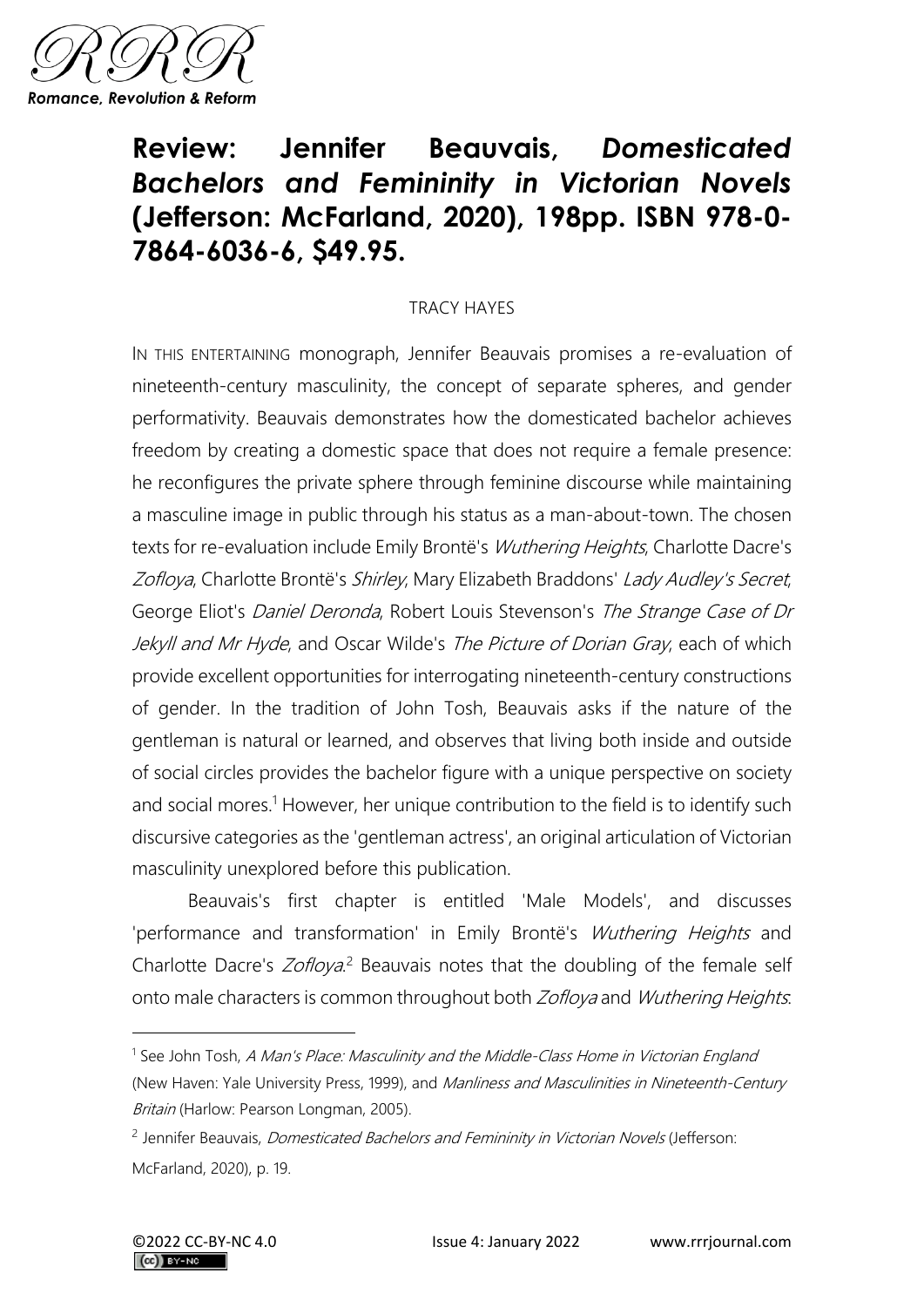# Review: Jennifer Beauvais, *Domesticated Bachelors and Femininity in Victorian Novels* (Jefferson: McFarland, 2020), 198pp. ISBN 978-0-7864-6036-6, $49.95.

TRACY HAYES

IN THIS ENTERTAINING monograph, Jennifer Beauvais promises a re-evaluation of nineteenth-century masculinity, the concept of separate spheres, and gender performativity. Beauvais demonstrates how the domesticated bachelor achieves freedom by creating a domestic space that does not require a female presence: he reconfigures the private sphere through feminine discourse while maintaining a masculine image in public through his status as a man-about-town. The chosen texts for re-evaluation include Emily Brontë's *Wuthering Heights*, Charlotte Dacre's *Zofloya*, Charlotte Brontë's *Shirley*, Mary Elizabeth Braddons' *Lady Audley's Secret*, George Eliot's *Daniel Deronda*, Robert Louis Stevenson's *The Strange Case of Dr Jekyll and Mr Hyde*, and Oscar Wilde's *The Picture of Dorian Gray*, each of which provide excellent opportunities for interrogating nineteenth-century constructions of gender. In the tradition of John Tosh, Beauvais asks if the nature of the gentleman is natural or learned, and observes that living both inside and outside of social circles provides the bachelor figure with a unique perspective on society and social mores.[1] However, her unique contribution to the field is to identify such discursive categories as the 'gentleman actress', an original articulation of Victorian masculinity unexplored before this publication.

Beauvais's first chapter is entitled 'Male Models', and discusses 'performance and transformation' in Emily Brontë's *Wuthering Heights* and Charlotte Dacre's *Zofloya*.[2] Beauvais notes that the doubling of the female self onto male characters is common throughout both *Zofloya* and *Wuthering Heights*:

---

[1] See John Tosh, *A Man's Place: Masculinity and the Middle-Class Home in Victorian England* (New Haven: Yale University Press, 1999), and *Manliness and Masculinities in Nineteenth-Century Britain* (Harlow: Pearson Longman, 2005).

[2] Jennifer Beauvais, *Domesticated Bachelors and Femininity in Victorian Novels* (Jefferson: McFarland, 2020), p. 19.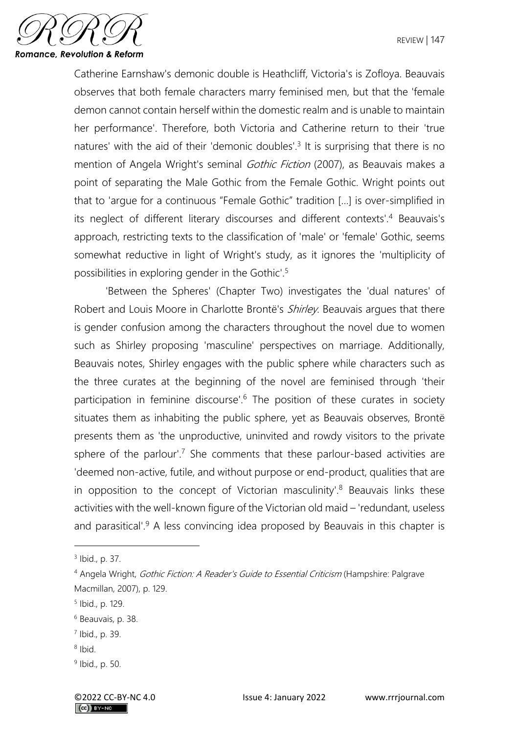Catherine Earnshaw's demonic double is Heathcliff, Victoria's is Zofloya. Beauvais observes that both female characters marry feminised men, but that the 'female demon cannot contain herself within the domestic realm and is unable to maintain her performance'. Therefore, both Victoria and Catherine return to their 'true natures' with the aid of their 'demonic doubles'.[3] It is surprising that there is no mention of Angela Wright's seminal *Gothic Fiction* (2007), as Beauvais makes a point of separating the Male Gothic from the Female Gothic. Wright points out that to 'argue for a continuous "Female Gothic" tradition [...] is over-simplified in its neglect of different literary discourses and different contexts'.[4] Beauvais's approach, restricting texts to the classification of 'male' or 'female' Gothic, seems somewhat reductive in light of Wright's study, as it ignores the 'multiplicity of possibilities in exploring gender in the Gothic'.[5]

'Between the Spheres' (Chapter Two) investigates the 'dual natures' of Robert and Louis Moore in Charlotte Brontë's *Shirley*. Beauvais argues that there is gender confusion among the characters throughout the novel due to women such as Shirley proposing 'masculine' perspectives on marriage. Additionally, Beauvais notes, Shirley engages with the public sphere while characters such as the three curates at the beginning of the novel are feminised through 'their participation in feminine discourse'.[6] The position of these curates in society situates them as inhabiting the public sphere, yet as Beauvais observes, Brontë presents them as 'the unproductive, uninvited and rowdy visitors to the private sphere of the parlour'.[7] She comments that these parlour-based activities are 'deemed non-active, futile, and without purpose or end-product, qualities that are in opposition to the concept of Victorian masculinity'.[8] Beauvais links these activities with the well-known figure of the Victorian old maid – 'redundant, useless and parasitical'.[9] A less convincing idea proposed by Beauvais in this chapter is

---

[3] Ibid., p. 37.

[4] Angela Wright, *Gothic Fiction: A Reader's Guide to Essential Criticism* (Hampshire: Palgrave Macmillan, 2007), p. 129.

[5] Ibid., p. 129.

[6] Beauvais, p. 38.

[7] Ibid., p. 39.

[8] Ibid.

[9] Ibid., p. 50.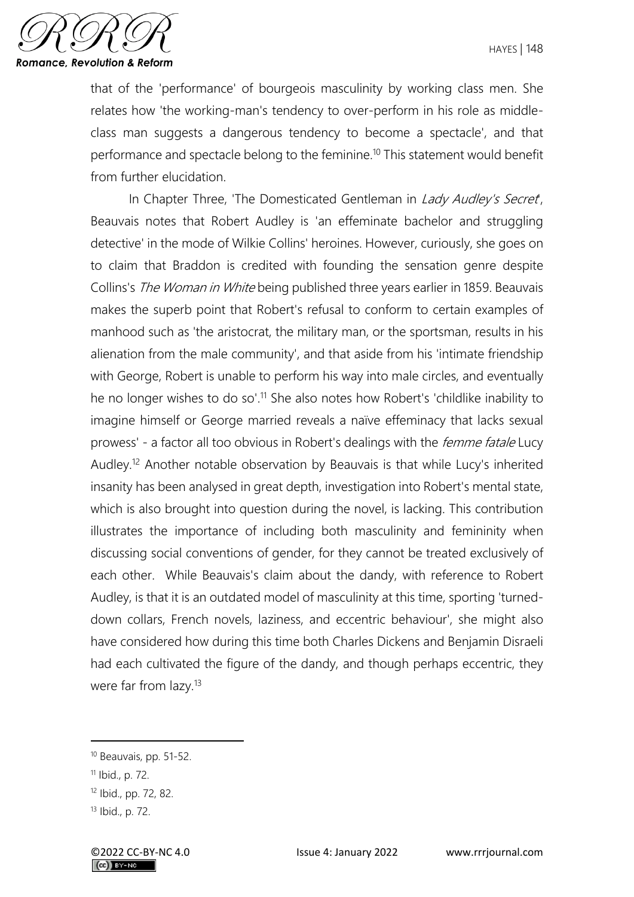that of the 'performance' of bourgeois masculinity by working class men. She relates how 'the working-man's tendency to over-perform in his role as middle-class man suggests a dangerous tendency to become a spectacle', and that performance and spectacle belong to the feminine.[10] This statement would benefit from further elucidation.

In Chapter Three, 'The Domesticated Gentleman in *Lady Audley's Secret*', Beauvais notes that Robert Audley is 'an effeminate bachelor and struggling detective' in the mode of Wilkie Collins' heroines. However, curiously, she goes on to claim that Braddon is credited with founding the sensation genre despite Collins's *The Woman in White* being published three years earlier in 1859. Beauvais makes the superb point that Robert's refusal to conform to certain examples of manhood such as 'the aristocrat, the military man, or the sportsman, results in his alienation from the male community', and that aside from his 'intimate friendship with George, Robert is unable to perform his way into male circles, and eventually he no longer wishes to do so'.[11] She also notes how Robert's 'childlike inability to imagine himself or George married reveals a naïve effeminacy that lacks sexual prowess' - a factor all too obvious in Robert's dealings with the *femme fatale* Lucy Audley.[12] Another notable observation by Beauvais is that while Lucy's inherited insanity has been analysed in great depth, investigation into Robert's mental state, which is also brought into question during the novel, is lacking. This contribution illustrates the importance of including both masculinity and femininity when discussing social conventions of gender, for they cannot be treated exclusively of each other. While Beauvais's claim about the dandy, with reference to Robert Audley, is that it is an outdated model of masculinity at this time, sporting 'turned-down collars, French novels, laziness, and eccentric behaviour', she might also have considered how during this time both Charles Dickens and Benjamin Disraeli had each cultivated the figure of the dandy, and though perhaps eccentric, they were far from lazy.[13]

---

[10] Beauvais, pp. 51-52.

[11] Ibid., p. 72.

[12] Ibid., pp. 72, 82.

[13] Ibid., p. 72.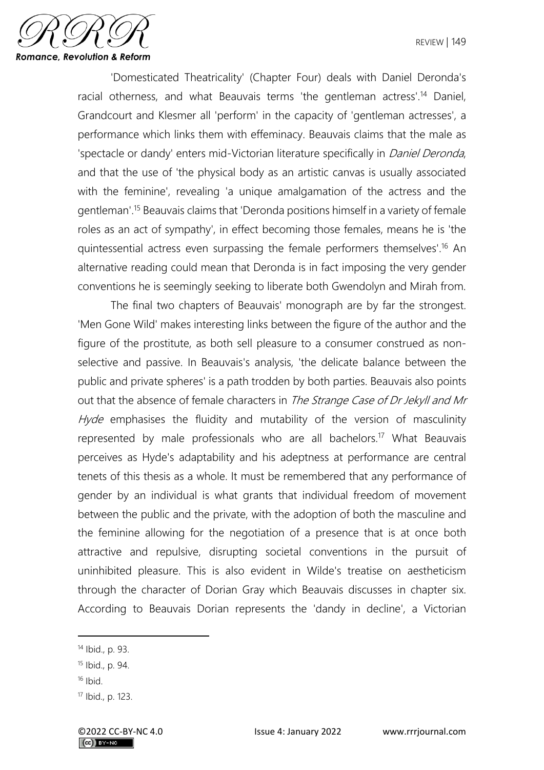'Domesticated Theatricality' (Chapter Four) deals with Daniel Deronda's racial otherness, and what Beauvais terms 'the gentleman actress'.[14] Daniel, Grandcourt and Klesmer all 'perform' in the capacity of 'gentleman actresses', a performance which links them with effeminacy. Beauvais claims that the male as 'spectacle or dandy' enters mid-Victorian literature specifically in *Daniel Deronda*, and that the use of 'the physical body as an artistic canvas is usually associated with the feminine', revealing 'a unique amalgamation of the actress and the gentleman'.[15] Beauvais claims that 'Deronda positions himself in a variety of female roles as an act of sympathy', in effect becoming those females, means he is 'the quintessential actress even surpassing the female performers themselves'.[16] An alternative reading could mean that Deronda is in fact imposing the very gender conventions he is seemingly seeking to liberate both Gwendolyn and Mirah from.

The final two chapters of Beauvais' monograph are by far the strongest. 'Men Gone Wild' makes interesting links between the figure of the author and the figure of the prostitute, as both sell pleasure to a consumer construed as non-selective and passive. In Beauvais's analysis, 'the delicate balance between the public and private spheres' is a path trodden by both parties. Beauvais also points out that the absence of female characters in *The Strange Case of Dr Jekyll and Mr Hyde* emphasises the fluidity and mutability of the version of masculinity represented by male professionals who are all bachelors.[17] What Beauvais perceives as Hyde's adaptability and his adeptness at performance are central tenets of this thesis as a whole. It must be remembered that any performance of gender by an individual is what grants that individual freedom of movement between the public and the private, with the adoption of both the masculine and the feminine allowing for the negotiation of a presence that is at once both attractive and repulsive, disrupting societal conventions in the pursuit of uninhibited pleasure. This is also evident in Wilde's treatise on aestheticism through the character of Dorian Gray which Beauvais discusses in chapter six. According to Beauvais Dorian represents the 'dandy in decline', a Victorian

---

[14] Ibid., p. 93.

[15] Ibid., p. 94.

[16] Ibid.

[17] Ibid., p. 123.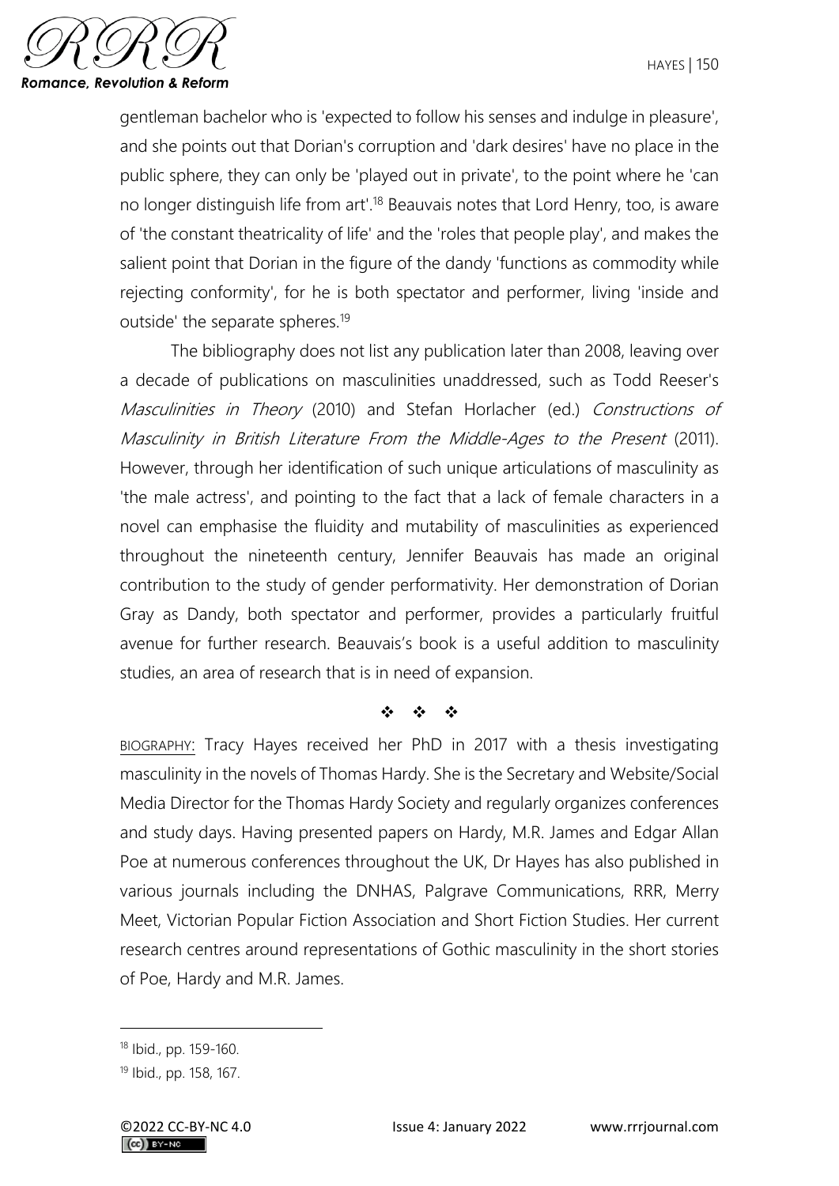gentleman bachelor who is 'expected to follow his senses and indulge in pleasure', and she points out that Dorian's corruption and 'dark desires' have no place in the public sphere, they can only be 'played out in private', to the point where he 'can no longer distinguish life from art'.[18] Beauvais notes that Lord Henry, too, is aware of 'the constant theatricality of life' and the 'roles that people play', and makes the salient point that Dorian in the figure of the dandy 'functions as commodity while rejecting conformity', for he is both spectator and performer, living 'inside and outside' the separate spheres.[19]

The bibliography does not list any publication later than 2008, leaving over a decade of publications on masculinities unaddressed, such as Todd Reeser's *Masculinities in Theory* (2010) and Stefan Horlacher (ed.) *Constructions of Masculinity in British Literature From the Middle-Ages to the Present* (2011). However, through her identification of such unique articulations of masculinity as 'the male actress', and pointing to the fact that a lack of female characters in a novel can emphasise the fluidity and mutability of masculinities as experienced throughout the nineteenth century, Jennifer Beauvais has made an original contribution to the study of gender performativity. Her demonstration of Dorian Gray as Dandy, both spectator and performer, provides a particularly fruitful avenue for further research. Beauvais's book is a useful addition to masculinity studies, an area of research that is in need of expansion.

❖ ❖ ❖

BIOGRAPHY: Tracy Hayes received her PhD in 2017 with a thesis investigating masculinity in the novels of Thomas Hardy. She is the Secretary and Website/Social Media Director for the Thomas Hardy Society and regularly organizes conferences and study days. Having presented papers on Hardy, M.R. James and Edgar Allan Poe at numerous conferences throughout the UK, Dr Hayes has also published in various journals including the DNHAS, Palgrave Communications, RRR, Merry Meet, Victorian Popular Fiction Association and Short Fiction Studies. Her current research centres around representations of Gothic masculinity in the short stories of Poe, Hardy and M.R. James.

---

[18] Ibid., pp. 159-160.

[19] Ibid., pp. 158, 167.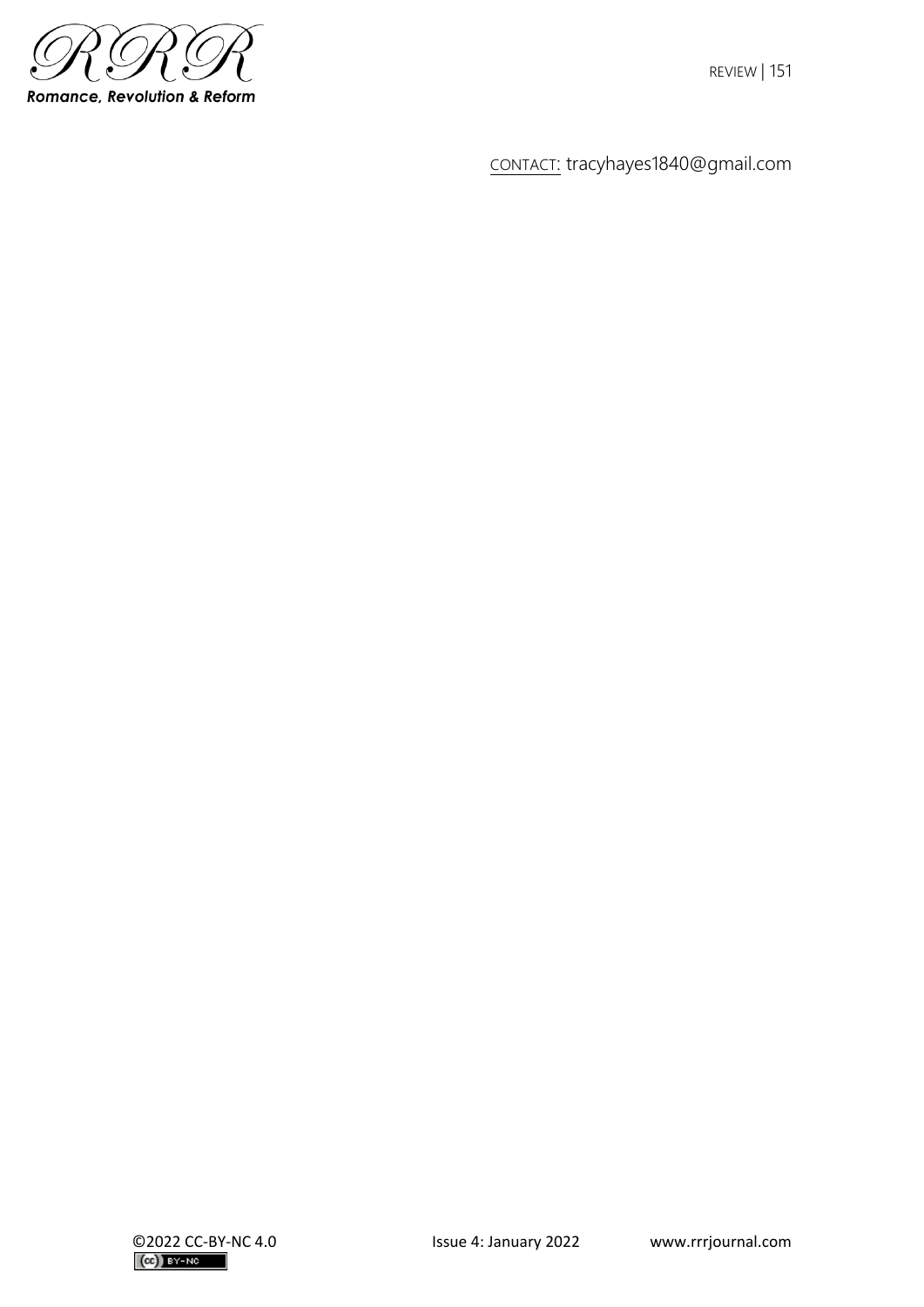CONTACT: tracyhayes1840@gmail.com